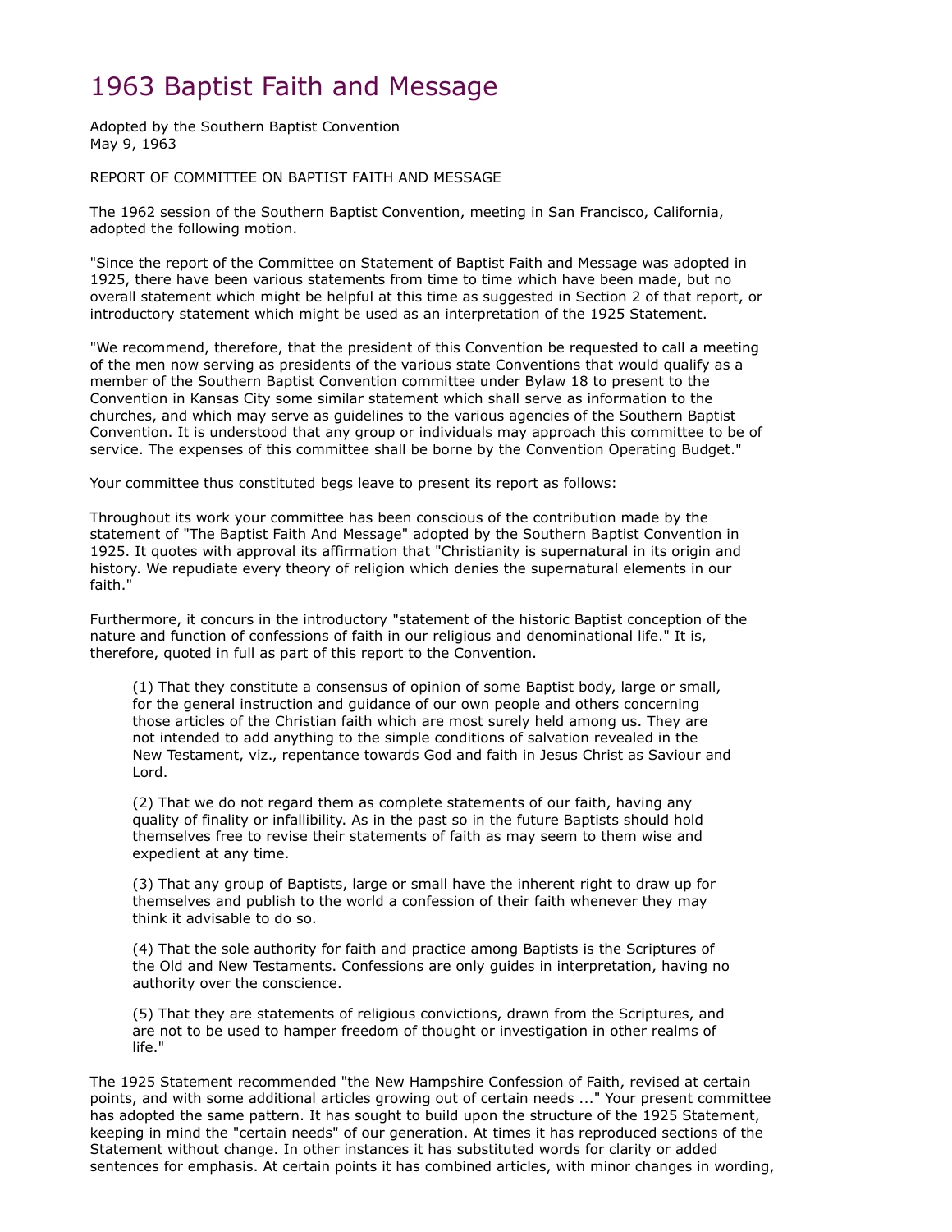# 1963 Baptist Faith and Message

Adopted by the Southern Baptist Convention
May 9, 1963

REPORT OF COMMITTEE ON BAPTIST FAITH AND MESSAGE

The 1962 session of the Southern Baptist Convention, meeting in San Francisco, California, adopted the following motion.

"Since the report of the Committee on Statement of Baptist Faith and Message was adopted in 1925, there have been various statements from time to time which have been made, but no overall statement which might be helpful at this time as suggested in Section 2 of that report, or introductory statement which might be used as an interpretation of the 1925 Statement.

"We recommend, therefore, that the president of this Convention be requested to call a meeting of the men now serving as presidents of the various state Conventions that would qualify as a member of the Southern Baptist Convention committee under Bylaw 18 to present to the Convention in Kansas City some similar statement which shall serve as information to the churches, and which may serve as guidelines to the various agencies of the Southern Baptist Convention. It is understood that any group or individuals may approach this committee to be of service. The expenses of this committee shall be borne by the Convention Operating Budget."

Your committee thus constituted begs leave to present its report as follows:

Throughout its work your committee has been conscious of the contribution made by the statement of "The Baptist Faith And Message" adopted by the Southern Baptist Convention in 1925. It quotes with approval its affirmation that "Christianity is supernatural in its origin and history. We repudiate every theory of religion which denies the supernatural elements in our faith."

Furthermore, it concurs in the introductory "statement of the historic Baptist conception of the nature and function of confessions of faith in our religious and denominational life." It is, therefore, quoted in full as part of this report to the Convention.

> (1) That they constitute a consensus of opinion of some Baptist body, large or small, for the general instruction and guidance of our own people and others concerning those articles of the Christian faith which are most surely held among us. They are not intended to add anything to the simple conditions of salvation revealed in the New Testament, viz., repentance towards God and faith in Jesus Christ as Saviour and Lord.
>
> (2) That we do not regard them as complete statements of our faith, having any quality of finality or infallibility. As in the past so in the future Baptists should hold themselves free to revise their statements of faith as may seem to them wise and expedient at any time.
>
> (3) That any group of Baptists, large or small have the inherent right to draw up for themselves and publish to the world a confession of their faith whenever they may think it advisable to do so.
>
> (4) That the sole authority for faith and practice among Baptists is the Scriptures of the Old and New Testaments. Confessions are only guides in interpretation, having no authority over the conscience.
>
> (5) That they are statements of religious convictions, drawn from the Scriptures, and are not to be used to hamper freedom of thought or investigation in other realms of life."

The 1925 Statement recommended "the New Hampshire Confession of Faith, revised at certain points, and with some additional articles growing out of certain needs ..." Your present committee has adopted the same pattern. It has sought to build upon the structure of the 1925 Statement, keeping in mind the "certain needs" of our generation. At times it has reproduced sections of the Statement without change. In other instances it has substituted words for clarity or added sentences for emphasis. At certain points it has combined articles, with minor changes in wording,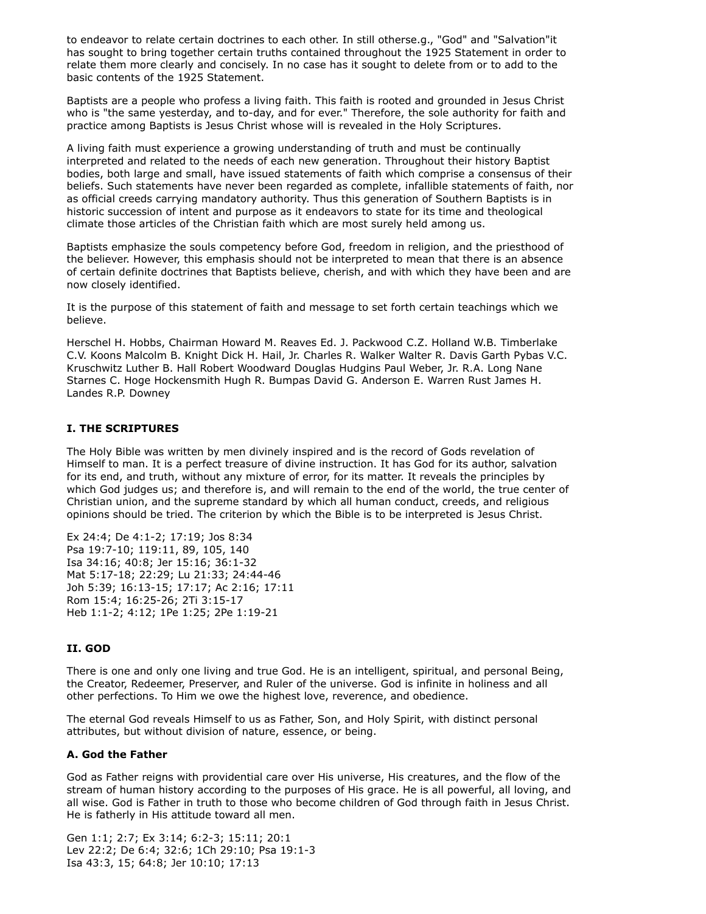to endeavor to relate certain doctrines to each other. In still otherse.g., "God" and "Salvation"it has sought to bring together certain truths contained throughout the 1925 Statement in order to relate them more clearly and concisely. In no case has it sought to delete from or to add to the basic contents of the 1925 Statement.

Baptists are a people who profess a living faith. This faith is rooted and grounded in Jesus Christ who is "the same yesterday, and to-day, and for ever." Therefore, the sole authority for faith and practice among Baptists is Jesus Christ whose will is revealed in the Holy Scriptures.

A living faith must experience a growing understanding of truth and must be continually interpreted and related to the needs of each new generation. Throughout their history Baptist bodies, both large and small, have issued statements of faith which comprise a consensus of their beliefs. Such statements have never been regarded as complete, infallible statements of faith, nor as official creeds carrying mandatory authority. Thus this generation of Southern Baptists is in historic succession of intent and purpose as it endeavors to state for its time and theological climate those articles of the Christian faith which are most surely held among us.

Baptists emphasize the souls competency before God, freedom in religion, and the priesthood of the believer. However, this emphasis should not be interpreted to mean that there is an absence of certain definite doctrines that Baptists believe, cherish, and with which they have been and are now closely identified.

It is the purpose of this statement of faith and message to set forth certain teachings which we believe.

Herschel H. Hobbs, Chairman Howard M. Reaves Ed. J. Packwood C.Z. Holland W.B. Timberlake C.V. Koons Malcolm B. Knight Dick H. Hail, Jr. Charles R. Walker Walter R. Davis Garth Pybas V.C. Kruschwitz Luther B. Hall Robert Woodward Douglas Hudgins Paul Weber, Jr. R.A. Long Nane Starnes C. Hoge Hockensmith Hugh R. Bumpas David G. Anderson E. Warren Rust James H. Landes R.P. Downey

### I. THE SCRIPTURES

The Holy Bible was written by men divinely inspired and is the record of Gods revelation of Himself to man. It is a perfect treasure of divine instruction. It has God for its author, salvation for its end, and truth, without any mixture of error, for its matter. It reveals the principles by which God judges us; and therefore is, and will remain to the end of the world, the true center of Christian union, and the supreme standard by which all human conduct, creeds, and religious opinions should be tried. The criterion by which the Bible is to be interpreted is Jesus Christ.

Ex 24:4; De 4:1-2; 17:19; Jos 8:34
Psa 19:7-10; 119:11, 89, 105, 140
Isa 34:16; 40:8; Jer 15:16; 36:1-32
Mat 5:17-18; 22:29; Lu 21:33; 24:44-46
Joh 5:39; 16:13-15; 17:17; Ac 2:16; 17:11
Rom 15:4; 16:25-26; 2Ti 3:15-17
Heb 1:1-2; 4:12; 1Pe 1:25; 2Pe 1:19-21

### II. GOD

There is one and only one living and true God. He is an intelligent, spiritual, and personal Being, the Creator, Redeemer, Preserver, and Ruler of the universe. God is infinite in holiness and all other perfections. To Him we owe the highest love, reverence, and obedience.

The eternal God reveals Himself to us as Father, Son, and Holy Spirit, with distinct personal attributes, but without division of nature, essence, or being.

#### A. God the Father

God as Father reigns with providential care over His universe, His creatures, and the flow of the stream of human history according to the purposes of His grace. He is all powerful, all loving, and all wise. God is Father in truth to those who become children of God through faith in Jesus Christ. He is fatherly in His attitude toward all men.

Gen 1:1; 2:7; Ex 3:14; 6:2-3; 15:11; 20:1
Lev 22:2; De 6:4; 32:6; 1Ch 29:10; Psa 19:1-3
Isa 43:3, 15; 64:8; Jer 10:10; 17:13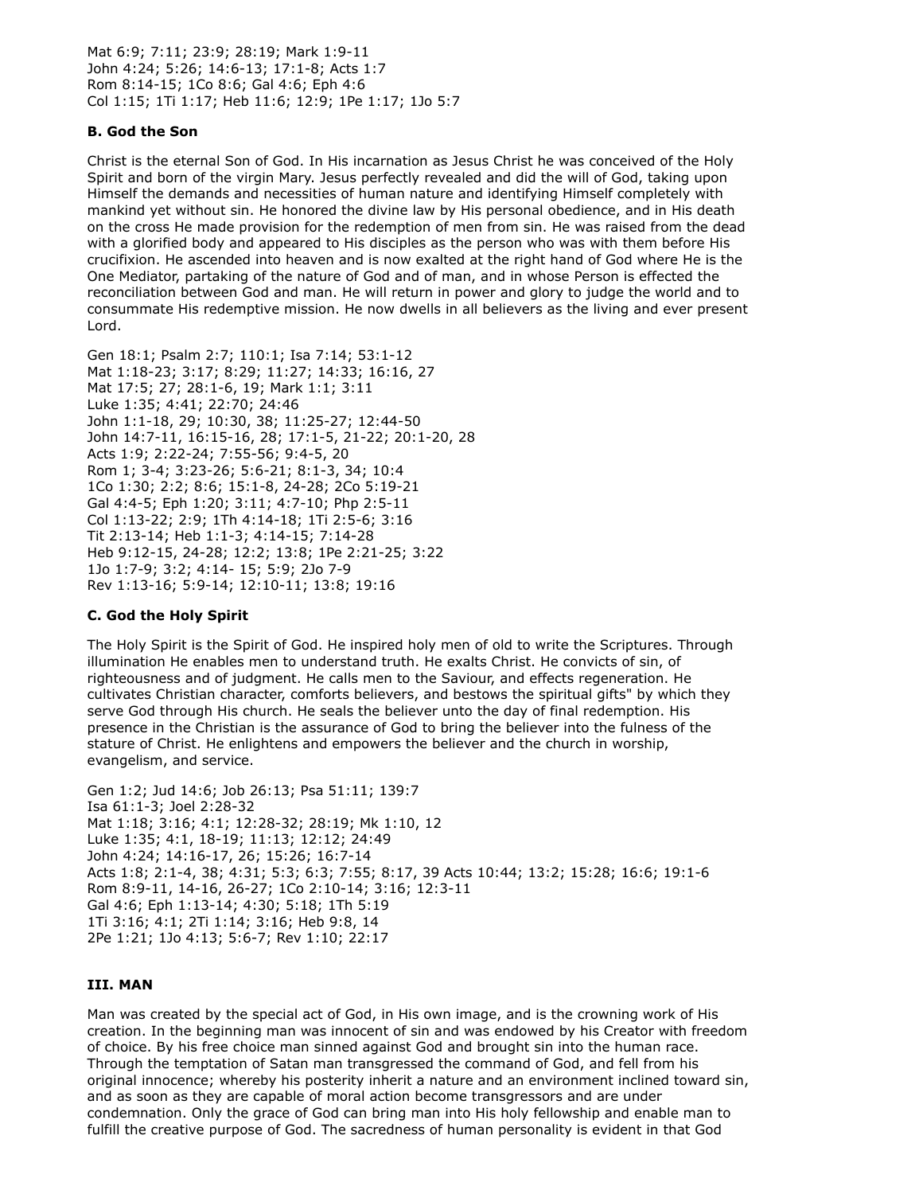Mat 6:9; 7:11; 23:9; 28:19; Mark 1:9-11
John 4:24; 5:26; 14:6-13; 17:1-8; Acts 1:7
Rom 8:14-15; 1Co 8:6; Gal 4:6; Eph 4:6
Col 1:15; 1Ti 1:17; Heb 11:6; 12:9; 1Pe 1:17; 1Jo 5:7

**B. God the Son**

Christ is the eternal Son of God. In His incarnation as Jesus Christ he was conceived of the Holy Spirit and born of the virgin Mary. Jesus perfectly revealed and did the will of God, taking upon Himself the demands and necessities of human nature and identifying Himself completely with mankind yet without sin. He honored the divine law by His personal obedience, and in His death on the cross He made provision for the redemption of men from sin. He was raised from the dead with a glorified body and appeared to His disciples as the person who was with them before His crucifixion. He ascended into heaven and is now exalted at the right hand of God where He is the One Mediator, partaking of the nature of God and of man, and in whose Person is effected the reconciliation between God and man. He will return in power and glory to judge the world and to consummate His redemptive mission. He now dwells in all believers as the living and ever present Lord.

Gen 18:1; Psalm 2:7; 110:1; Isa 7:14; 53:1-12
Mat 1:18-23; 3:17; 8:29; 11:27; 14:33; 16:16, 27
Mat 17:5; 27; 28:1-6, 19; Mark 1:1; 3:11
Luke 1:35; 4:41; 22:70; 24:46
John 1:1-18, 29; 10:30, 38; 11:25-27; 12:44-50
John 14:7-11, 16:15-16, 28; 17:1-5, 21-22; 20:1-20, 28
Acts 1:9; 2:22-24; 7:55-56; 9:4-5, 20
Rom 1; 3-4; 3:23-26; 5:6-21; 8:1-3, 34; 10:4
1Co 1:30; 2:2; 8:6; 15:1-8, 24-28; 2Co 5:19-21
Gal 4:4-5; Eph 1:20; 3:11; 4:7-10; Php 2:5-11
Col 1:13-22; 2:9; 1Th 4:14-18; 1Ti 2:5-6; 3:16
Tit 2:13-14; Heb 1:1-3; 4:14-15; 7:14-28
Heb 9:12-15, 24-28; 12:2; 13:8; 1Pe 2:21-25; 3:22
1Jo 1:7-9; 3:2; 4:14- 15; 5:9; 2Jo 7-9
Rev 1:13-16; 5:9-14; 12:10-11; 13:8; 19:16

**C. God the Holy Spirit**

The Holy Spirit is the Spirit of God. He inspired holy men of old to write the Scriptures. Through illumination He enables men to understand truth. He exalts Christ. He convicts of sin, of righteousness and of judgment. He calls men to the Saviour, and effects regeneration. He cultivates Christian character, comforts believers, and bestows the spiritual gifts" by which they serve God through His church. He seals the believer unto the day of final redemption. His presence in the Christian is the assurance of God to bring the believer into the fulness of the stature of Christ. He enlightens and empowers the believer and the church in worship, evangelism, and service.

Gen 1:2; Jud 14:6; Job 26:13; Psa 51:11; 139:7
Isa 61:1-3; Joel 2:28-32
Mat 1:18; 3:16; 4:1; 12:28-32; 28:19; Mk 1:10, 12
Luke 1:35; 4:1, 18-19; 11:13; 12:12; 24:49
John 4:24; 14:16-17, 26; 15:26; 16:7-14
Acts 1:8; 2:1-4, 38; 4:31; 5:3; 6:3; 7:55; 8:17, 39 Acts 10:44; 13:2; 15:28; 16:6; 19:1-6
Rom 8:9-11, 14-16, 26-27; 1Co 2:10-14; 3:16; 12:3-11
Gal 4:6; Eph 1:13-14; 4:30; 5:18; 1Th 5:19
1Ti 3:16; 4:1; 2Ti 1:14; 3:16; Heb 9:8, 14
2Pe 1:21; 1Jo 4:13; 5:6-7; Rev 1:10; 22:17

## III. MAN

Man was created by the special act of God, in His own image, and is the crowning work of His creation. In the beginning man was innocent of sin and was endowed by his Creator with freedom of choice. By his free choice man sinned against God and brought sin into the human race. Through the temptation of Satan man transgressed the command of God, and fell from his original innocence; whereby his posterity inherit a nature and an environment inclined toward sin, and as soon as they are capable of moral action become transgressors and are under condemnation. Only the grace of God can bring man into His holy fellowship and enable man to fulfill the creative purpose of God. The sacredness of human personality is evident in that God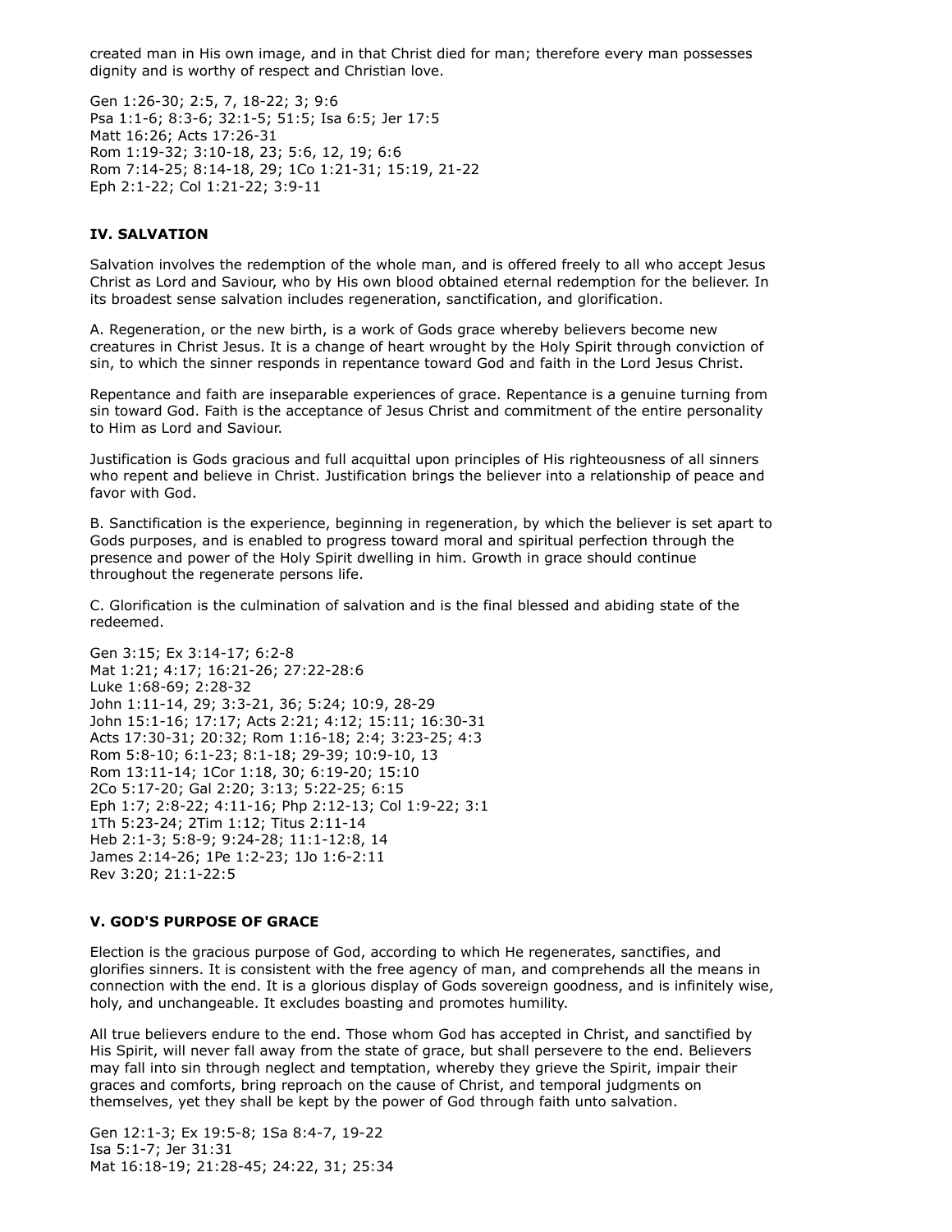created man in His own image, and in that Christ died for man; therefore every man possesses dignity and is worthy of respect and Christian love.

Gen 1:26-30; 2:5, 7, 18-22; 3; 9:6
Psa 1:1-6; 8:3-6; 32:1-5; 51:5; Isa 6:5; Jer 17:5
Matt 16:26; Acts 17:26-31
Rom 1:19-32; 3:10-18, 23; 5:6, 12, 19; 6:6
Rom 7:14-25; 8:14-18, 29; 1Co 1:21-31; 15:19, 21-22
Eph 2:1-22; Col 1:21-22; 3:9-11

### IV. SALVATION

Salvation involves the redemption of the whole man, and is offered freely to all who accept Jesus Christ as Lord and Saviour, who by His own blood obtained eternal redemption for the believer. In its broadest sense salvation includes regeneration, sanctification, and glorification.

A. Regeneration, or the new birth, is a work of Gods grace whereby believers become new creatures in Christ Jesus. It is a change of heart wrought by the Holy Spirit through conviction of sin, to which the sinner responds in repentance toward God and faith in the Lord Jesus Christ.

Repentance and faith are inseparable experiences of grace. Repentance is a genuine turning from sin toward God. Faith is the acceptance of Jesus Christ and commitment of the entire personality to Him as Lord and Saviour.

Justification is Gods gracious and full acquittal upon principles of His righteousness of all sinners who repent and believe in Christ. Justification brings the believer into a relationship of peace and favor with God.

B. Sanctification is the experience, beginning in regeneration, by which the believer is set apart to Gods purposes, and is enabled to progress toward moral and spiritual perfection through the presence and power of the Holy Spirit dwelling in him. Growth in grace should continue throughout the regenerate persons life.

C. Glorification is the culmination of salvation and is the final blessed and abiding state of the redeemed.

Gen 3:15; Ex 3:14-17; 6:2-8
Mat 1:21; 4:17; 16:21-26; 27:22-28:6
Luke 1:68-69; 2:28-32
John 1:11-14, 29; 3:3-21, 36; 5:24; 10:9, 28-29
John 15:1-16; 17:17; Acts 2:21; 4:12; 15:11; 16:30-31
Acts 17:30-31; 20:32; Rom 1:16-18; 2:4; 3:23-25; 4:3
Rom 5:8-10; 6:1-23; 8:1-18; 29-39; 10:9-10, 13
Rom 13:11-14; 1Cor 1:18, 30; 6:19-20; 15:10
2Co 5:17-20; Gal 2:20; 3:13; 5:22-25; 6:15
Eph 1:7; 2:8-22; 4:11-16; Php 2:12-13; Col 1:9-22; 3:1
1Th 5:23-24; 2Tim 1:12; Titus 2:11-14
Heb 2:1-3; 5:8-9; 9:24-28; 11:1-12:8, 14
James 2:14-26; 1Pe 1:2-23; 1Jo 1:6-2:11
Rev 3:20; 21:1-22:5

### V. GOD'S PURPOSE OF GRACE

Election is the gracious purpose of God, according to which He regenerates, sanctifies, and glorifies sinners. It is consistent with the free agency of man, and comprehends all the means in connection with the end. It is a glorious display of Gods sovereign goodness, and is infinitely wise, holy, and unchangeable. It excludes boasting and promotes humility.

All true believers endure to the end. Those whom God has accepted in Christ, and sanctified by His Spirit, will never fall away from the state of grace, but shall persevere to the end. Believers may fall into sin through neglect and temptation, whereby they grieve the Spirit, impair their graces and comforts, bring reproach on the cause of Christ, and temporal judgments on themselves, yet they shall be kept by the power of God through faith unto salvation.

Gen 12:1-3; Ex 19:5-8; 1Sa 8:4-7, 19-22
Isa 5:1-7; Jer 31:31
Mat 16:18-19; 21:28-45; 24:22, 31; 25:34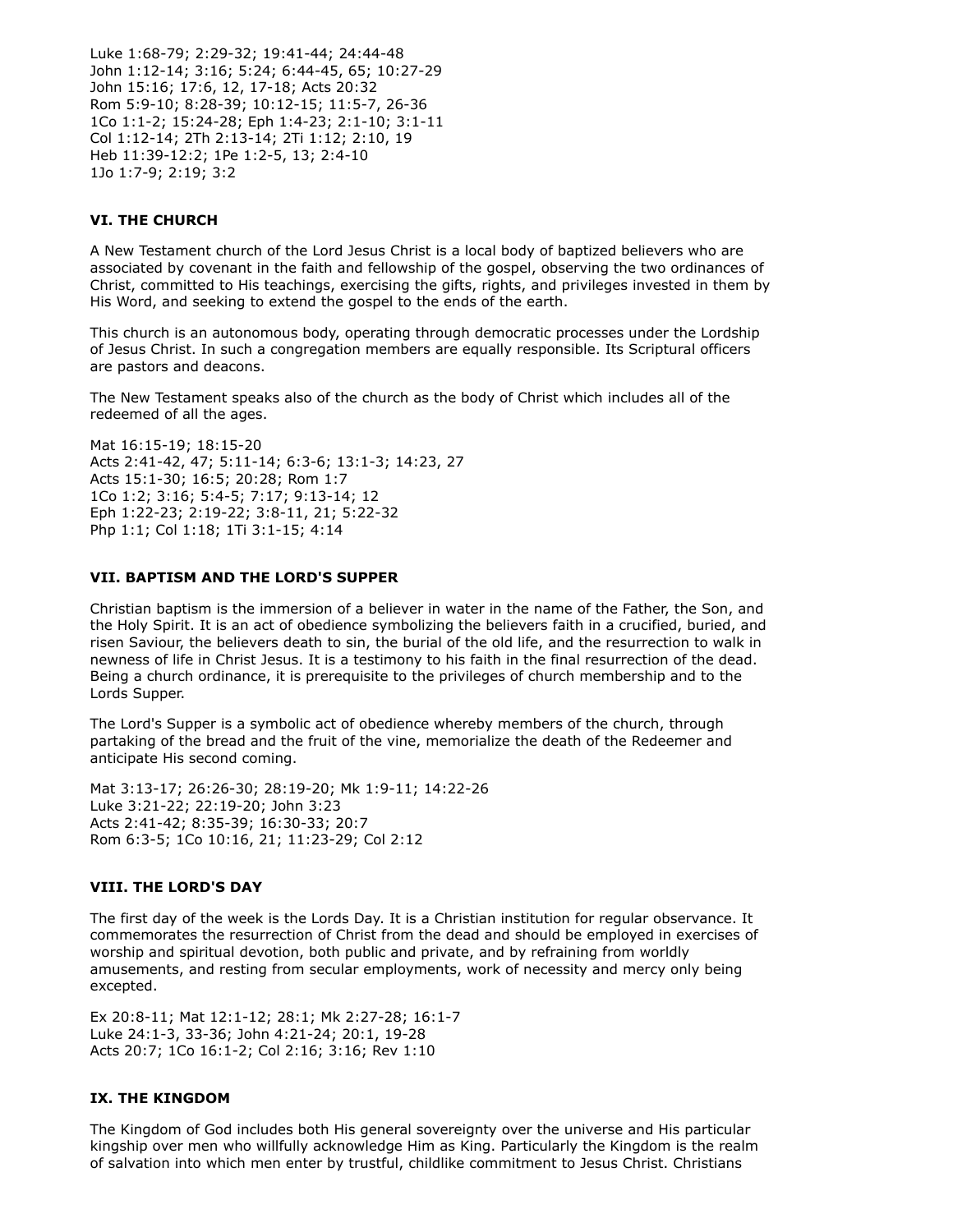Luke 1:68-79; 2:29-32; 19:41-44; 24:44-48
John 1:12-14; 3:16; 5:24; 6:44-45, 65; 10:27-29
John 15:16; 17:6, 12, 17-18; Acts 20:32
Rom 5:9-10; 8:28-39; 10:12-15; 11:5-7, 26-36
1Co 1:1-2; 15:24-28; Eph 1:4-23; 2:1-10; 3:1-11
Col 1:12-14; 2Th 2:13-14; 2Ti 1:12; 2:10, 19
Heb 11:39-12:2; 1Pe 1:2-5, 13; 2:4-10
1Jo 1:7-9; 2:19; 3:2

### VI. THE CHURCH

A New Testament church of the Lord Jesus Christ is a local body of baptized believers who are associated by covenant in the faith and fellowship of the gospel, observing the two ordinances of Christ, committed to His teachings, exercising the gifts, rights, and privileges invested in them by His Word, and seeking to extend the gospel to the ends of the earth.

This church is an autonomous body, operating through democratic processes under the Lordship of Jesus Christ. In such a congregation members are equally responsible. Its Scriptural officers are pastors and deacons.

The New Testament speaks also of the church as the body of Christ which includes all of the redeemed of all the ages.

Mat 16:15-19; 18:15-20
Acts 2:41-42, 47; 5:11-14; 6:3-6; 13:1-3; 14:23, 27
Acts 15:1-30; 16:5; 20:28; Rom 1:7
1Co 1:2; 3:16; 5:4-5; 7:17; 9:13-14; 12
Eph 1:22-23; 2:19-22; 3:8-11, 21; 5:22-32
Php 1:1; Col 1:18; 1Ti 3:1-15; 4:14

### VII. BAPTISM AND THE LORD'S SUPPER

Christian baptism is the immersion of a believer in water in the name of the Father, the Son, and the Holy Spirit. It is an act of obedience symbolizing the believers faith in a crucified, buried, and risen Saviour, the believers death to sin, the burial of the old life, and the resurrection to walk in newness of life in Christ Jesus. It is a testimony to his faith in the final resurrection of the dead. Being a church ordinance, it is prerequisite to the privileges of church membership and to the Lords Supper.

The Lord's Supper is a symbolic act of obedience whereby members of the church, through partaking of the bread and the fruit of the vine, memorialize the death of the Redeemer and anticipate His second coming.

Mat 3:13-17; 26:26-30; 28:19-20; Mk 1:9-11; 14:22-26
Luke 3:21-22; 22:19-20; John 3:23
Acts 2:41-42; 8:35-39; 16:30-33; 20:7
Rom 6:3-5; 1Co 10:16, 21; 11:23-29; Col 2:12

### VIII. THE LORD'S DAY

The first day of the week is the Lords Day. It is a Christian institution for regular observance. It commemorates the resurrection of Christ from the dead and should be employed in exercises of worship and spiritual devotion, both public and private, and by refraining from worldly amusements, and resting from secular employments, work of necessity and mercy only being excepted.

Ex 20:8-11; Mat 12:1-12; 28:1; Mk 2:27-28; 16:1-7
Luke 24:1-3, 33-36; John 4:21-24; 20:1, 19-28
Acts 20:7; 1Co 16:1-2; Col 2:16; 3:16; Rev 1:10

### IX. THE KINGDOM

The Kingdom of God includes both His general sovereignty over the universe and His particular kingship over men who willfully acknowledge Him as King. Particularly the Kingdom is the realm of salvation into which men enter by trustful, childlike commitment to Jesus Christ. Christians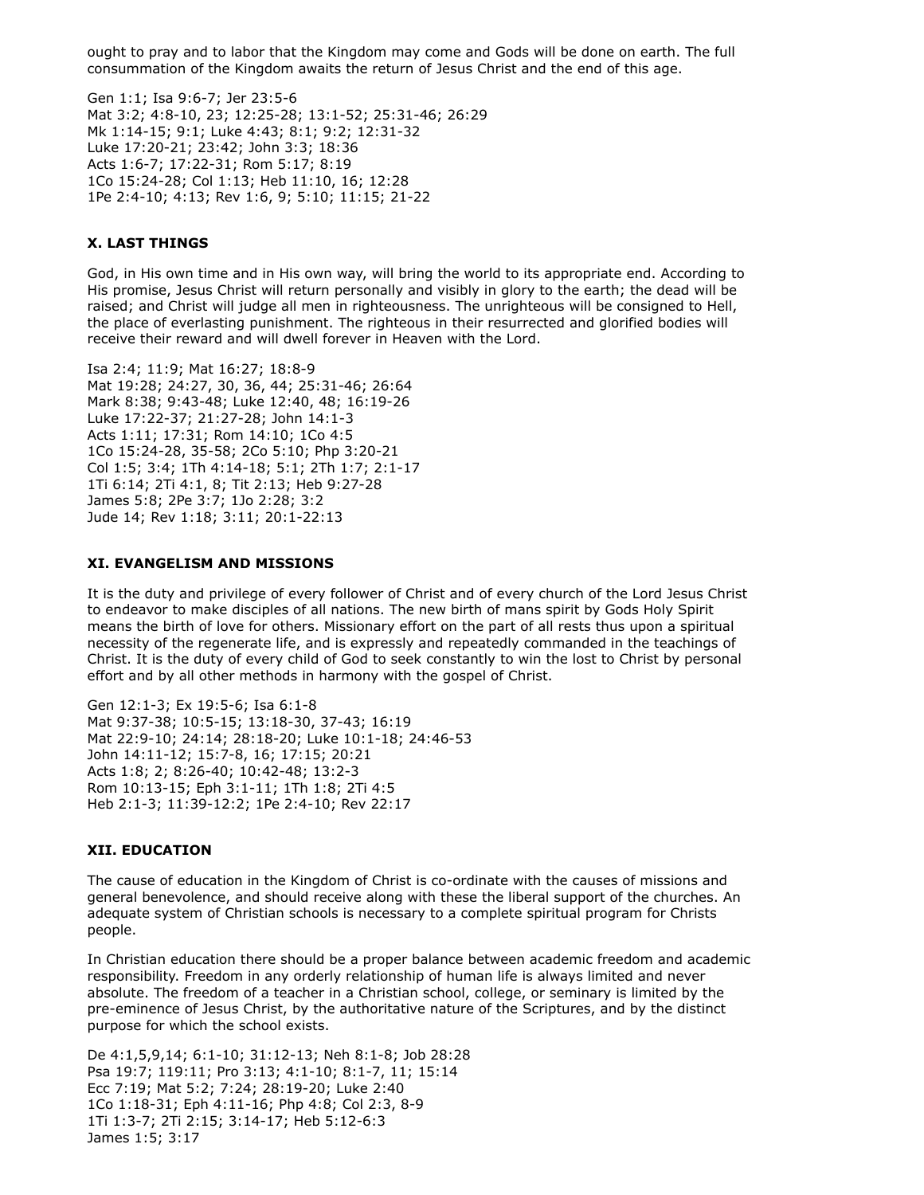ought to pray and to labor that the Kingdom may come and Gods will be done on earth. The full consummation of the Kingdom awaits the return of Jesus Christ and the end of this age.

Gen 1:1; Isa 9:6-7; Jer 23:5-6
Mat 3:2; 4:8-10, 23; 12:25-28; 13:1-52; 25:31-46; 26:29
Mk 1:14-15; 9:1; Luke 4:43; 8:1; 9:2; 12:31-32
Luke 17:20-21; 23:42; John 3:3; 18:36
Acts 1:6-7; 17:22-31; Rom 5:17; 8:19
1Co 15:24-28; Col 1:13; Heb 11:10, 16; 12:28
1Pe 2:4-10; 4:13; Rev 1:6, 9; 5:10; 11:15; 21-22

### X. LAST THINGS

God, in His own time and in His own way, will bring the world to its appropriate end. According to His promise, Jesus Christ will return personally and visibly in glory to the earth; the dead will be raised; and Christ will judge all men in righteousness. The unrighteous will be consigned to Hell, the place of everlasting punishment. The righteous in their resurrected and glorified bodies will receive their reward and will dwell forever in Heaven with the Lord.

Isa 2:4; 11:9; Mat 16:27; 18:8-9
Mat 19:28; 24:27, 30, 36, 44; 25:31-46; 26:64
Mark 8:38; 9:43-48; Luke 12:40, 48; 16:19-26
Luke 17:22-37; 21:27-28; John 14:1-3
Acts 1:11; 17:31; Rom 14:10; 1Co 4:5
1Co 15:24-28, 35-58; 2Co 5:10; Php 3:20-21
Col 1:5; 3:4; 1Th 4:14-18; 5:1; 2Th 1:7; 2:1-17
1Ti 6:14; 2Ti 4:1, 8; Tit 2:13; Heb 9:27-28
James 5:8; 2Pe 3:7; 1Jo 2:28; 3:2
Jude 14; Rev 1:18; 3:11; 20:1-22:13

### XI. EVANGELISM AND MISSIONS

It is the duty and privilege of every follower of Christ and of every church of the Lord Jesus Christ to endeavor to make disciples of all nations. The new birth of mans spirit by Gods Holy Spirit means the birth of love for others. Missionary effort on the part of all rests thus upon a spiritual necessity of the regenerate life, and is expressly and repeatedly commanded in the teachings of Christ. It is the duty of every child of God to seek constantly to win the lost to Christ by personal effort and by all other methods in harmony with the gospel of Christ.

Gen 12:1-3; Ex 19:5-6; Isa 6:1-8
Mat 9:37-38; 10:5-15; 13:18-30, 37-43; 16:19
Mat 22:9-10; 24:14; 28:18-20; Luke 10:1-18; 24:46-53
John 14:11-12; 15:7-8, 16; 17:15; 20:21
Acts 1:8; 2; 8:26-40; 10:42-48; 13:2-3
Rom 10:13-15; Eph 3:1-11; 1Th 1:8; 2Ti 4:5
Heb 2:1-3; 11:39-12:2; 1Pe 2:4-10; Rev 22:17

### XII. EDUCATION

The cause of education in the Kingdom of Christ is co-ordinate with the causes of missions and general benevolence, and should receive along with these the liberal support of the churches. An adequate system of Christian schools is necessary to a complete spiritual program for Christs people.

In Christian education there should be a proper balance between academic freedom and academic responsibility. Freedom in any orderly relationship of human life is always limited and never absolute. The freedom of a teacher in a Christian school, college, or seminary is limited by the pre-eminence of Jesus Christ, by the authoritative nature of the Scriptures, and by the distinct purpose for which the school exists.

De 4:1,5,9,14; 6:1-10; 31:12-13; Neh 8:1-8; Job 28:28
Psa 19:7; 119:11; Pro 3:13; 4:1-10; 8:1-7, 11; 15:14
Ecc 7:19; Mat 5:2; 7:24; 28:19-20; Luke 2:40
1Co 1:18-31; Eph 4:11-16; Php 4:8; Col 2:3, 8-9
1Ti 1:3-7; 2Ti 2:15; 3:14-17; Heb 5:12-6:3
James 1:5; 3:17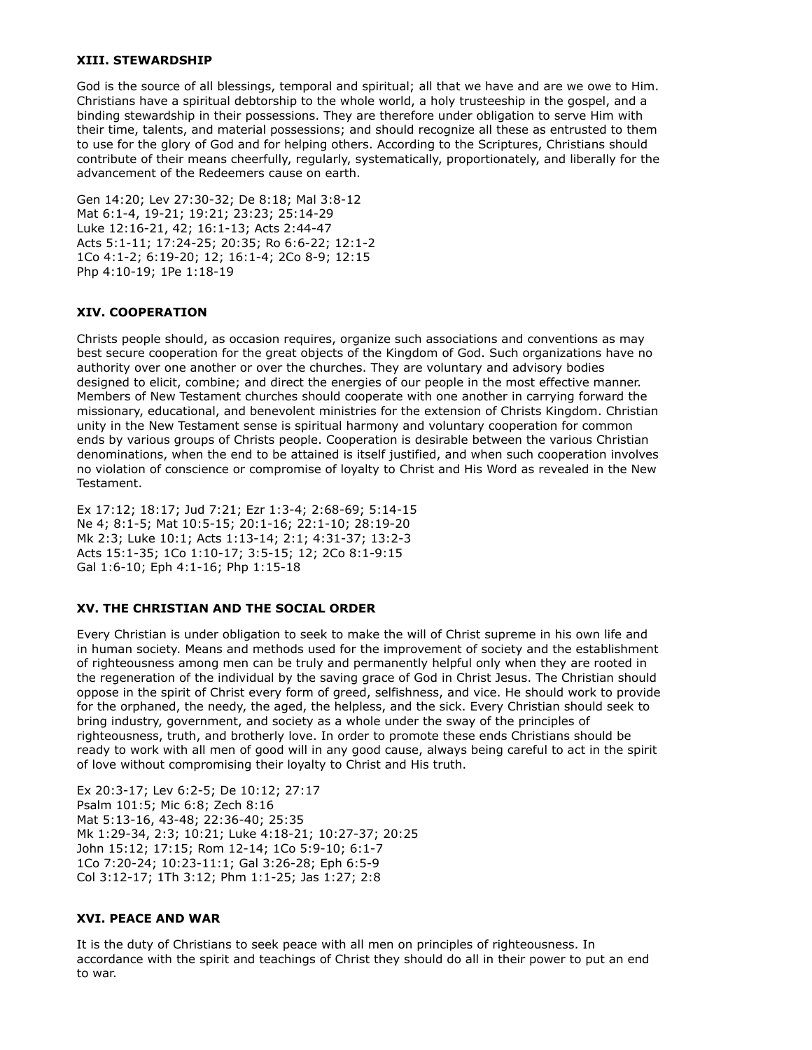### XIII. STEWARDSHIP

God is the source of all blessings, temporal and spiritual; all that we have and are we owe to Him. Christians have a spiritual debtorship to the whole world, a holy trusteeship in the gospel, and a binding stewardship in their possessions. They are therefore under obligation to serve Him with their time, talents, and material possessions; and should recognize all these as entrusted to them to use for the glory of God and for helping others. According to the Scriptures, Christians should contribute of their means cheerfully, regularly, systematically, proportionately, and liberally for the advancement of the Redeemers cause on earth.

Gen 14:20; Lev 27:30-32; De 8:18; Mal 3:8-12
Mat 6:1-4, 19-21; 19:21; 23:23; 25:14-29
Luke 12:16-21, 42; 16:1-13; Acts 2:44-47
Acts 5:1-11; 17:24-25; 20:35; Ro 6:6-22; 12:1-2
1Co 4:1-2; 6:19-20; 12; 16:1-4; 2Co 8-9; 12:15
Php 4:10-19; 1Pe 1:18-19

### XIV. COOPERATION

Christs people should, as occasion requires, organize such associations and conventions as may best secure cooperation for the great objects of the Kingdom of God. Such organizations have no authority over one another or over the churches. They are voluntary and advisory bodies designed to elicit, combine; and direct the energies of our people in the most effective manner. Members of New Testament churches should cooperate with one another in carrying forward the missionary, educational, and benevolent ministries for the extension of Christs Kingdom. Christian unity in the New Testament sense is spiritual harmony and voluntary cooperation for common ends by various groups of Christs people. Cooperation is desirable between the various Christian denominations, when the end to be attained is itself justified, and when such cooperation involves no violation of conscience or compromise of loyalty to Christ and His Word as revealed in the New Testament.

Ex 17:12; 18:17; Jud 7:21; Ezr 1:3-4; 2:68-69; 5:14-15
Ne 4; 8:1-5; Mat 10:5-15; 20:1-16; 22:1-10; 28:19-20
Mk 2:3; Luke 10:1; Acts 1:13-14; 2:1; 4:31-37; 13:2-3
Acts 15:1-35; 1Co 1:10-17; 3:5-15; 12; 2Co 8:1-9:15
Gal 1:6-10; Eph 4:1-16; Php 1:15-18

### XV. THE CHRISTIAN AND THE SOCIAL ORDER

Every Christian is under obligation to seek to make the will of Christ supreme in his own life and in human society. Means and methods used for the improvement of society and the establishment of righteousness among men can be truly and permanently helpful only when they are rooted in the regeneration of the individual by the saving grace of God in Christ Jesus. The Christian should oppose in the spirit of Christ every form of greed, selfishness, and vice. He should work to provide for the orphaned, the needy, the aged, the helpless, and the sick. Every Christian should seek to bring industry, government, and society as a whole under the sway of the principles of righteousness, truth, and brotherly love. In order to promote these ends Christians should be ready to work with all men of good will in any good cause, always being careful to act in the spirit of love without compromising their loyalty to Christ and His truth.

Ex 20:3-17; Lev 6:2-5; De 10:12; 27:17
Psalm 101:5; Mic 6:8; Zech 8:16
Mat 5:13-16, 43-48; 22:36-40; 25:35
Mk 1:29-34, 2:3; 10:21; Luke 4:18-21; 10:27-37; 20:25
John 15:12; 17:15; Rom 12-14; 1Co 5:9-10; 6:1-7
1Co 7:20-24; 10:23-11:1; Gal 3:26-28; Eph 6:5-9
Col 3:12-17; 1Th 3:12; Phm 1:1-25; Jas 1:27; 2:8

### XVI. PEACE AND WAR

It is the duty of Christians to seek peace with all men on principles of righteousness. In accordance with the spirit and teachings of Christ they should do all in their power to put an end to war.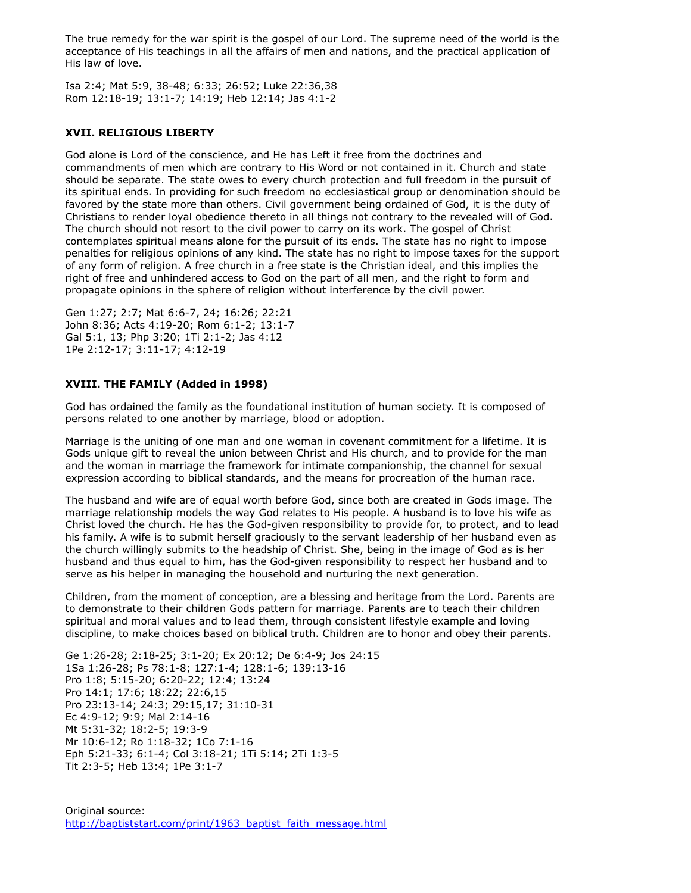The true remedy for the war spirit is the gospel of our Lord. The supreme need of the world is the acceptance of His teachings in all the affairs of men and nations, and the practical application of His law of love.

Isa 2:4; Mat 5:9, 38-48; 6:33; 26:52; Luke 22:36,38
Rom 12:18-19; 13:1-7; 14:19; Heb 12:14; Jas 4:1-2

### XVII. RELIGIOUS LIBERTY

God alone is Lord of the conscience, and He has Left it free from the doctrines and commandments of men which are contrary to His Word or not contained in it. Church and state should be separate. The state owes to every church protection and full freedom in the pursuit of its spiritual ends. In providing for such freedom no ecclesiastical group or denomination should be favored by the state more than others. Civil government being ordained of God, it is the duty of Christians to render loyal obedience thereto in all things not contrary to the revealed will of God. The church should not resort to the civil power to carry on its work. The gospel of Christ contemplates spiritual means alone for the pursuit of its ends. The state has no right to impose penalties for religious opinions of any kind. The state has no right to impose taxes for the support of any form of religion. A free church in a free state is the Christian ideal, and this implies the right of free and unhindered access to God on the part of all men, and the right to form and propagate opinions in the sphere of religion without interference by the civil power.

Gen 1:27; 2:7; Mat 6:6-7, 24; 16:26; 22:21
John 8:36; Acts 4:19-20; Rom 6:1-2; 13:1-7
Gal 5:1, 13; Php 3:20; 1Ti 2:1-2; Jas 4:12
1Pe 2:12-17; 3:11-17; 4:12-19

### XVIII. THE FAMILY (Added in 1998)

God has ordained the family as the foundational institution of human society. It is composed of persons related to one another by marriage, blood or adoption.

Marriage is the uniting of one man and one woman in covenant commitment for a lifetime. It is Gods unique gift to reveal the union between Christ and His church, and to provide for the man and the woman in marriage the framework for intimate companionship, the channel for sexual expression according to biblical standards, and the means for procreation of the human race.

The husband and wife are of equal worth before God, since both are created in Gods image. The marriage relationship models the way God relates to His people. A husband is to love his wife as Christ loved the church. He has the God-given responsibility to provide for, to protect, and to lead his family. A wife is to submit herself graciously to the servant leadership of her husband even as the church willingly submits to the headship of Christ. She, being in the image of God as is her husband and thus equal to him, has the God-given responsibility to respect her husband and to serve as his helper in managing the household and nurturing the next generation.

Children, from the moment of conception, are a blessing and heritage from the Lord. Parents are to demonstrate to their children Gods pattern for marriage. Parents are to teach their children spiritual and moral values and to lead them, through consistent lifestyle example and loving discipline, to make choices based on biblical truth. Children are to honor and obey their parents.

Ge 1:26-28; 2:18-25; 3:1-20; Ex 20:12; De 6:4-9; Jos 24:15
1Sa 1:26-28; Ps 78:1-8; 127:1-4; 128:1-6; 139:13-16
Pro 1:8; 5:15-20; 6:20-22; 12:4; 13:24
Pro 14:1; 17:6; 18:22; 22:6,15
Pro 23:13-14; 24:3; 29:15,17; 31:10-31
Ec 4:9-12; 9:9; Mal 2:14-16
Mt 5:31-32; 18:2-5; 19:3-9
Mr 10:6-12; Ro 1:18-32; 1Co 7:1-16
Eph 5:21-33; 6:1-4; Col 3:18-21; 1Ti 5:14; 2Ti 1:3-5
Tit 2:3-5; Heb 13:4; 1Pe 3:1-7

Original source:
[http://baptiststart.com/print/1963_baptist_faith_message.html](http://baptiststart.com/print/1963_baptist_faith_message.html)